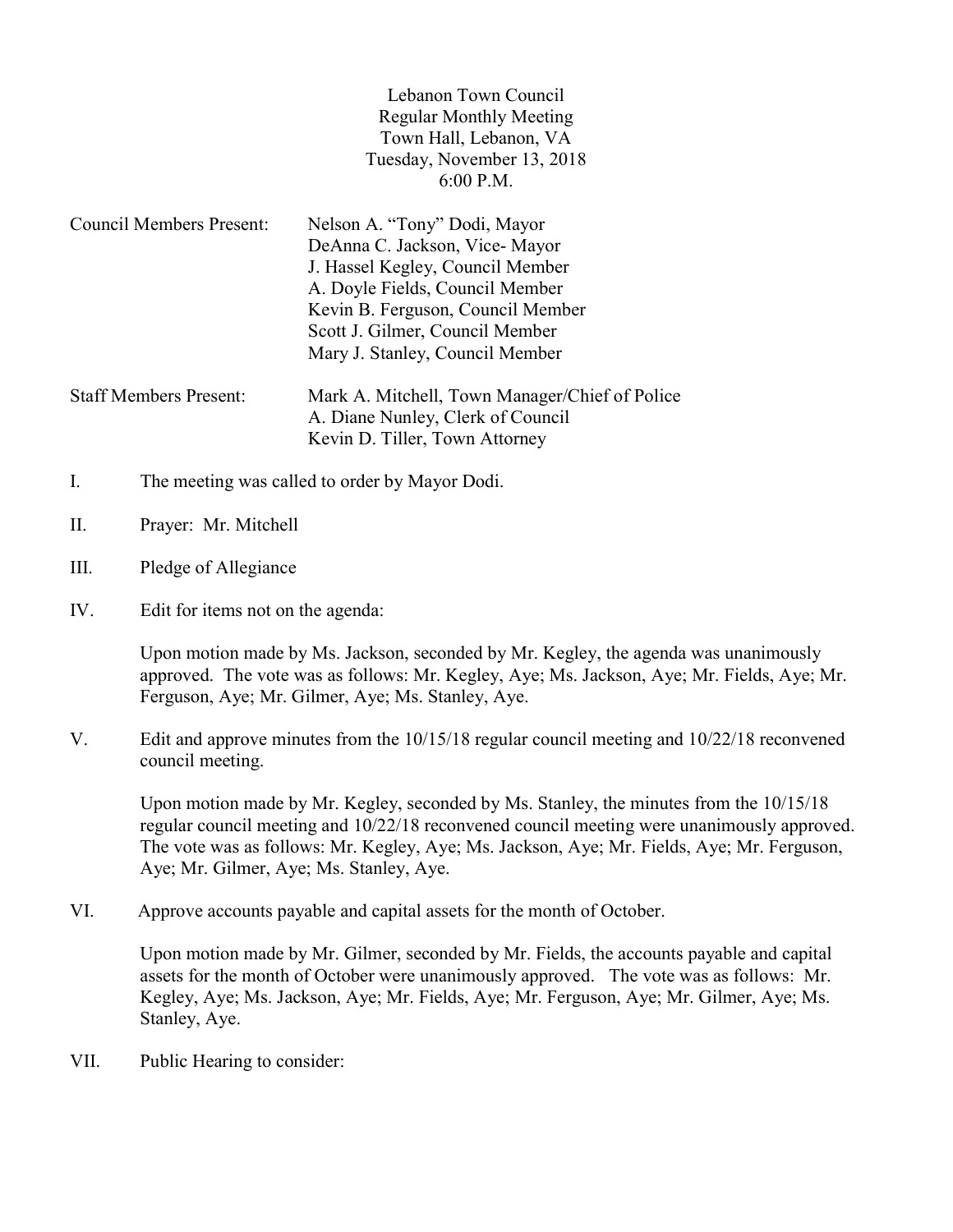Lebanon Town Council
Regular Monthly Meeting
Town Hall, Lebanon, VA
Tuesday, November 13, 2018
6:00 P.M.

Council Members Present: Nelson A. "Tony" Dodi, Mayor
DeAnna C. Jackson, Vice- Mayor
J. Hassel Kegley, Council Member
A. Doyle Fields, Council Member
Kevin B. Ferguson, Council Member
Scott J. Gilmer, Council Member
Mary J. Stanley, Council Member

Staff Members Present: Mark A. Mitchell, Town Manager/Chief of Police
A. Diane Nunley, Clerk of Council
Kevin D. Tiller, Town Attorney

I. The meeting was called to order by Mayor Dodi.

II. Prayer: Mr. Mitchell

III. Pledge of Allegiance

IV. Edit for items not on the agenda:

Upon motion made by Ms. Jackson, seconded by Mr. Kegley, the agenda was unanimously approved. The vote was as follows: Mr. Kegley, Aye; Ms. Jackson, Aye; Mr. Fields, Aye; Mr. Ferguson, Aye; Mr. Gilmer, Aye; Ms. Stanley, Aye.

V. Edit and approve minutes from the 10/15/18 regular council meeting and 10/22/18 reconvened council meeting.

Upon motion made by Mr. Kegley, seconded by Ms. Stanley, the minutes from the 10/15/18 regular council meeting and 10/22/18 reconvened council meeting were unanimously approved. The vote was as follows: Mr. Kegley, Aye; Ms. Jackson, Aye; Mr. Fields, Aye; Mr. Ferguson, Aye; Mr. Gilmer, Aye; Ms. Stanley, Aye.

VI. Approve accounts payable and capital assets for the month of October.

Upon motion made by Mr. Gilmer, seconded by Mr. Fields, the accounts payable and capital assets for the month of October were unanimously approved. The vote was as follows: Mr. Kegley, Aye; Ms. Jackson, Aye; Mr. Fields, Aye; Mr. Ferguson, Aye; Mr. Gilmer, Aye; Ms. Stanley, Aye.

VII. Public Hearing to consider: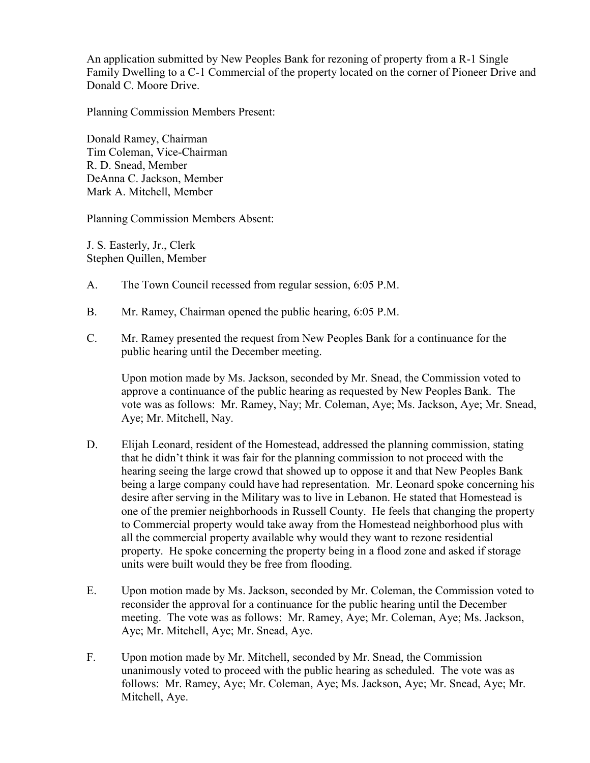An application submitted by New Peoples Bank for rezoning of property from a R-1 Single Family Dwelling to a C-1 Commercial of the property located on the corner of Pioneer Drive and Donald C. Moore Drive.

Planning Commission Members Present:

Donald Ramey, Chairman
Tim Coleman, Vice-Chairman
R. D. Snead, Member
DeAnna C. Jackson, Member
Mark A. Mitchell, Member

Planning Commission Members Absent:

J. S. Easterly, Jr., Clerk
Stephen Quillen, Member

A. The Town Council recessed from regular session, 6:05 P.M.

B. Mr. Ramey, Chairman opened the public hearing, 6:05 P.M.

C. Mr. Ramey presented the request from New Peoples Bank for a continuance for the public hearing until the December meeting.

   Upon motion made by Ms. Jackson, seconded by Mr. Snead, the Commission voted to approve a continuance of the public hearing as requested by New Peoples Bank. The vote was as follows: Mr. Ramey, Nay; Mr. Coleman, Aye; Ms. Jackson, Aye; Mr. Snead, Aye; Mr. Mitchell, Nay.

D. Elijah Leonard, resident of the Homestead, addressed the planning commission, stating that he didn't think it was fair for the planning commission to not proceed with the hearing seeing the large crowd that showed up to oppose it and that New Peoples Bank being a large company could have had representation. Mr. Leonard spoke concerning his desire after serving in the Military was to live in Lebanon. He stated that Homestead is one of the premier neighborhoods in Russell County. He feels that changing the property to Commercial property would take away from the Homestead neighborhood plus with all the commercial property available why would they want to rezone residential property. He spoke concerning the property being in a flood zone and asked if storage units were built would they be free from flooding.

E. Upon motion made by Ms. Jackson, seconded by Mr. Coleman, the Commission voted to reconsider the approval for a continuance for the public hearing until the December meeting. The vote was as follows: Mr. Ramey, Aye; Mr. Coleman, Aye; Ms. Jackson, Aye; Mr. Mitchell, Aye; Mr. Snead, Aye.

F. Upon motion made by Mr. Mitchell, seconded by Mr. Snead, the Commission unanimously voted to proceed with the public hearing as scheduled. The vote was as follows: Mr. Ramey, Aye; Mr. Coleman, Aye; Ms. Jackson, Aye; Mr. Snead, Aye; Mr. Mitchell, Aye.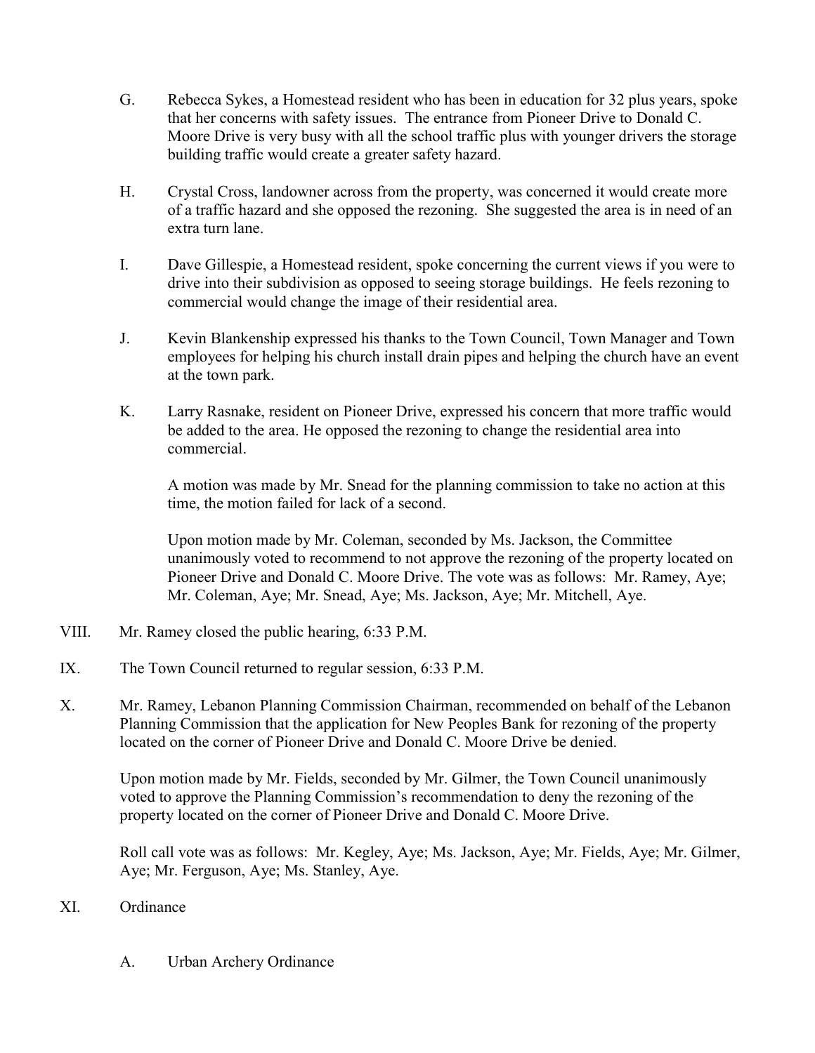G. Rebecca Sykes, a Homestead resident who has been in education for 32 plus years, spoke that her concerns with safety issues. The entrance from Pioneer Drive to Donald C. Moore Drive is very busy with all the school traffic plus with younger drivers the storage building traffic would create a greater safety hazard.

H. Crystal Cross, landowner across from the property, was concerned it would create more of a traffic hazard and she opposed the rezoning. She suggested the area is in need of an extra turn lane.

I. Dave Gillespie, a Homestead resident, spoke concerning the current views if you were to drive into their subdivision as opposed to seeing storage buildings. He feels rezoning to commercial would change the image of their residential area.

J. Kevin Blankenship expressed his thanks to the Town Council, Town Manager and Town employees for helping his church install drain pipes and helping the church have an event at the town park.

K. Larry Rasnake, resident on Pioneer Drive, expressed his concern that more traffic would be added to the area. He opposed the rezoning to change the residential area into commercial.

A motion was made by Mr. Snead for the planning commission to take no action at this time, the motion failed for lack of a second.

Upon motion made by Mr. Coleman, seconded by Ms. Jackson, the Committee unanimously voted to recommend to not approve the rezoning of the property located on Pioneer Drive and Donald C. Moore Drive. The vote was as follows: Mr. Ramey, Aye; Mr. Coleman, Aye; Mr. Snead, Aye; Ms. Jackson, Aye; Mr. Mitchell, Aye.

VIII. Mr. Ramey closed the public hearing, 6:33 P.M.

IX. The Town Council returned to regular session, 6:33 P.M.

X. Mr. Ramey, Lebanon Planning Commission Chairman, recommended on behalf of the Lebanon Planning Commission that the application for New Peoples Bank for rezoning of the property located on the corner of Pioneer Drive and Donald C. Moore Drive be denied.

Upon motion made by Mr. Fields, seconded by Mr. Gilmer, the Town Council unanimously voted to approve the Planning Commission's recommendation to deny the rezoning of the property located on the corner of Pioneer Drive and Donald C. Moore Drive.

Roll call vote was as follows: Mr. Kegley, Aye; Ms. Jackson, Aye; Mr. Fields, Aye; Mr. Gilmer, Aye; Mr. Ferguson, Aye; Ms. Stanley, Aye.

XI. Ordinance

A. Urban Archery Ordinance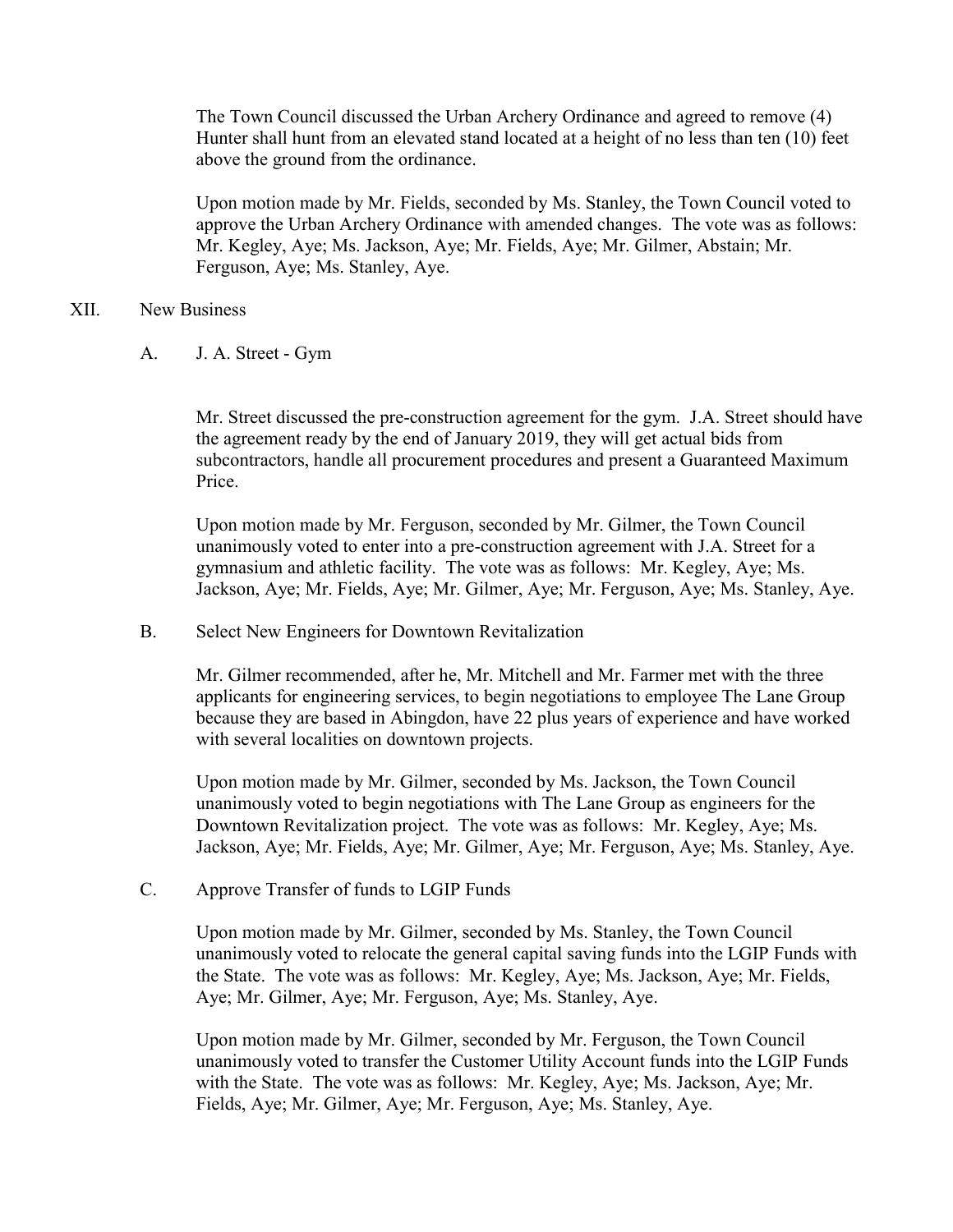The Town Council discussed the Urban Archery Ordinance and agreed to remove (4) Hunter shall hunt from an elevated stand located at a height of no less than ten (10) feet above the ground from the ordinance.

Upon motion made by Mr. Fields, seconded by Ms. Stanley, the Town Council voted to approve the Urban Archery Ordinance with amended changes. The vote was as follows: Mr. Kegley, Aye; Ms. Jackson, Aye; Mr. Fields, Aye; Mr. Gilmer, Abstain; Mr. Ferguson, Aye; Ms. Stanley, Aye.

## XII. New Business

### A. J. A. Street - Gym

Mr. Street discussed the pre-construction agreement for the gym. J.A. Street should have the agreement ready by the end of January 2019, they will get actual bids from subcontractors, handle all procurement procedures and present a Guaranteed Maximum Price.

Upon motion made by Mr. Ferguson, seconded by Mr. Gilmer, the Town Council unanimously voted to enter into a pre-construction agreement with J.A. Street for a gymnasium and athletic facility. The vote was as follows: Mr. Kegley, Aye; Ms. Jackson, Aye; Mr. Fields, Aye; Mr. Gilmer, Aye; Mr. Ferguson, Aye; Ms. Stanley, Aye.

### B. Select New Engineers for Downtown Revitalization

Mr. Gilmer recommended, after he, Mr. Mitchell and Mr. Farmer met with the three applicants for engineering services, to begin negotiations to employee The Lane Group because they are based in Abingdon, have 22 plus years of experience and have worked with several localities on downtown projects.

Upon motion made by Mr. Gilmer, seconded by Ms. Jackson, the Town Council unanimously voted to begin negotiations with The Lane Group as engineers for the Downtown Revitalization project. The vote was as follows: Mr. Kegley, Aye; Ms. Jackson, Aye; Mr. Fields, Aye; Mr. Gilmer, Aye; Mr. Ferguson, Aye; Ms. Stanley, Aye.

### C. Approve Transfer of funds to LGIP Funds

Upon motion made by Mr. Gilmer, seconded by Ms. Stanley, the Town Council unanimously voted to relocate the general capital saving funds into the LGIP Funds with the State. The vote was as follows: Mr. Kegley, Aye; Ms. Jackson, Aye; Mr. Fields, Aye; Mr. Gilmer, Aye; Mr. Ferguson, Aye; Ms. Stanley, Aye.

Upon motion made by Mr. Gilmer, seconded by Mr. Ferguson, the Town Council unanimously voted to transfer the Customer Utility Account funds into the LGIP Funds with the State. The vote was as follows: Mr. Kegley, Aye; Ms. Jackson, Aye; Mr. Fields, Aye; Mr. Gilmer, Aye; Mr. Ferguson, Aye; Ms. Stanley, Aye.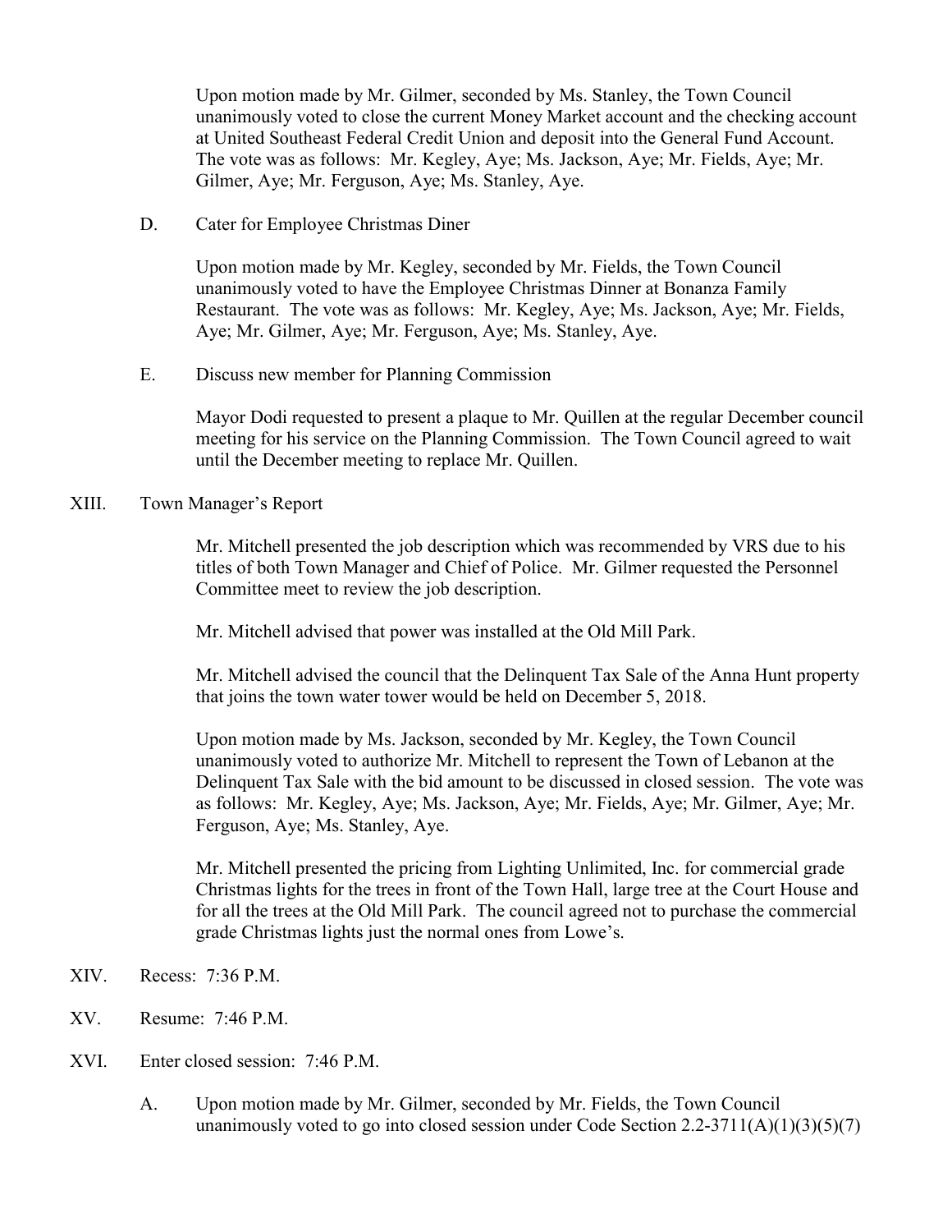Upon motion made by Mr. Gilmer, seconded by Ms. Stanley, the Town Council unanimously voted to close the current Money Market account and the checking account at United Southeast Federal Credit Union and deposit into the General Fund Account. The vote was as follows: Mr. Kegley, Aye; Ms. Jackson, Aye; Mr. Fields, Aye; Mr. Gilmer, Aye; Mr. Ferguson, Aye; Ms. Stanley, Aye.

D. Cater for Employee Christmas Diner

Upon motion made by Mr. Kegley, seconded by Mr. Fields, the Town Council unanimously voted to have the Employee Christmas Dinner at Bonanza Family Restaurant. The vote was as follows: Mr. Kegley, Aye; Ms. Jackson, Aye; Mr. Fields, Aye; Mr. Gilmer, Aye; Mr. Ferguson, Aye; Ms. Stanley, Aye.

E. Discuss new member for Planning Commission

Mayor Dodi requested to present a plaque to Mr. Quillen at the regular December council meeting for his service on the Planning Commission. The Town Council agreed to wait until the December meeting to replace Mr. Quillen.

XIII. Town Manager's Report

Mr. Mitchell presented the job description which was recommended by VRS due to his titles of both Town Manager and Chief of Police. Mr. Gilmer requested the Personnel Committee meet to review the job description.

Mr. Mitchell advised that power was installed at the Old Mill Park.

Mr. Mitchell advised the council that the Delinquent Tax Sale of the Anna Hunt property that joins the town water tower would be held on December 5, 2018.

Upon motion made by Ms. Jackson, seconded by Mr. Kegley, the Town Council unanimously voted to authorize Mr. Mitchell to represent the Town of Lebanon at the Delinquent Tax Sale with the bid amount to be discussed in closed session. The vote was as follows: Mr. Kegley, Aye; Ms. Jackson, Aye; Mr. Fields, Aye; Mr. Gilmer, Aye; Mr. Ferguson, Aye; Ms. Stanley, Aye.

Mr. Mitchell presented the pricing from Lighting Unlimited, Inc. for commercial grade Christmas lights for the trees in front of the Town Hall, large tree at the Court House and for all the trees at the Old Mill Park. The council agreed not to purchase the commercial grade Christmas lights just the normal ones from Lowe's.

XIV. Recess: 7:36 P.M.

XV. Resume: 7:46 P.M.

XVI. Enter closed session: 7:46 P.M.

A. Upon motion made by Mr. Gilmer, seconded by Mr. Fields, the Town Council unanimously voted to go into closed session under Code Section 2.2-3711(A)(1)(3)(5)(7)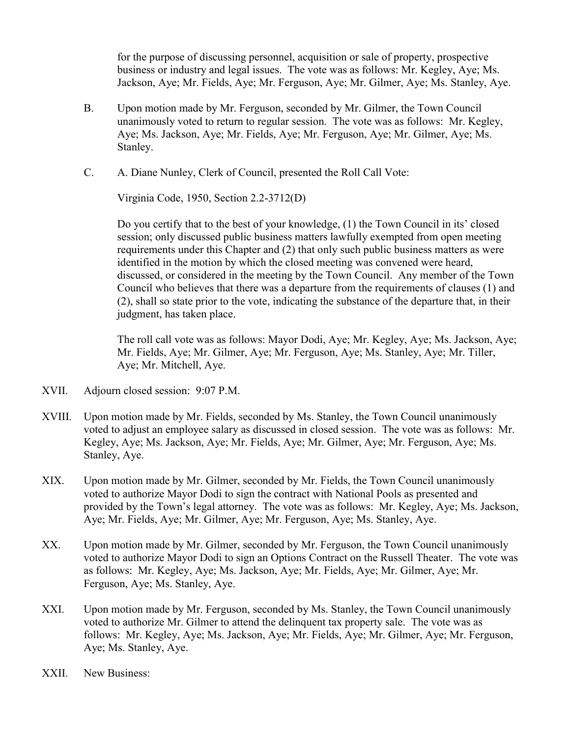for the purpose of discussing personnel, acquisition or sale of property, prospective business or industry and legal issues. The vote was as follows: Mr. Kegley, Aye; Ms. Jackson, Aye; Mr. Fields, Aye; Mr. Ferguson, Aye; Mr. Gilmer, Aye; Ms. Stanley, Aye.

B. Upon motion made by Mr. Ferguson, seconded by Mr. Gilmer, the Town Council unanimously voted to return to regular session. The vote was as follows: Mr. Kegley, Aye; Ms. Jackson, Aye; Mr. Fields, Aye; Mr. Ferguson, Aye; Mr. Gilmer, Aye; Ms. Stanley.

C. A. Diane Nunley, Clerk of Council, presented the Roll Call Vote:

Virginia Code, 1950, Section 2.2-3712(D)

Do you certify that to the best of your knowledge, (1) the Town Council in its' closed session; only discussed public business matters lawfully exempted from open meeting requirements under this Chapter and (2) that only such public business matters as were identified in the motion by which the closed meeting was convened were heard, discussed, or considered in the meeting by the Town Council. Any member of the Town Council who believes that there was a departure from the requirements of clauses (1) and (2), shall so state prior to the vote, indicating the substance of the departure that, in their judgment, has taken place.

The roll call vote was as follows: Mayor Dodi, Aye; Mr. Kegley, Aye; Ms. Jackson, Aye; Mr. Fields, Aye; Mr. Gilmer, Aye; Mr. Ferguson, Aye; Ms. Stanley, Aye; Mr. Tiller, Aye; Mr. Mitchell, Aye.

XVII. Adjourn closed session: 9:07 P.M.

XVIII. Upon motion made by Mr. Fields, seconded by Ms. Stanley, the Town Council unanimously voted to adjust an employee salary as discussed in closed session. The vote was as follows: Mr. Kegley, Aye; Ms. Jackson, Aye; Mr. Fields, Aye; Mr. Gilmer, Aye; Mr. Ferguson, Aye; Ms. Stanley, Aye.

XIX. Upon motion made by Mr. Gilmer, seconded by Mr. Fields, the Town Council unanimously voted to authorize Mayor Dodi to sign the contract with National Pools as presented and provided by the Town's legal attorney. The vote was as follows: Mr. Kegley, Aye; Ms. Jackson, Aye; Mr. Fields, Aye; Mr. Gilmer, Aye; Mr. Ferguson, Aye; Ms. Stanley, Aye.

XX. Upon motion made by Mr. Gilmer, seconded by Mr. Ferguson, the Town Council unanimously voted to authorize Mayor Dodi to sign an Options Contract on the Russell Theater. The vote was as follows: Mr. Kegley, Aye; Ms. Jackson, Aye; Mr. Fields, Aye; Mr. Gilmer, Aye; Mr. Ferguson, Aye; Ms. Stanley, Aye.

XXI. Upon motion made by Mr. Ferguson, seconded by Ms. Stanley, the Town Council unanimously voted to authorize Mr. Gilmer to attend the delinquent tax property sale. The vote was as follows: Mr. Kegley, Aye; Ms. Jackson, Aye; Mr. Fields, Aye; Mr. Gilmer, Aye; Mr. Ferguson, Aye; Ms. Stanley, Aye.

XXII. New Business: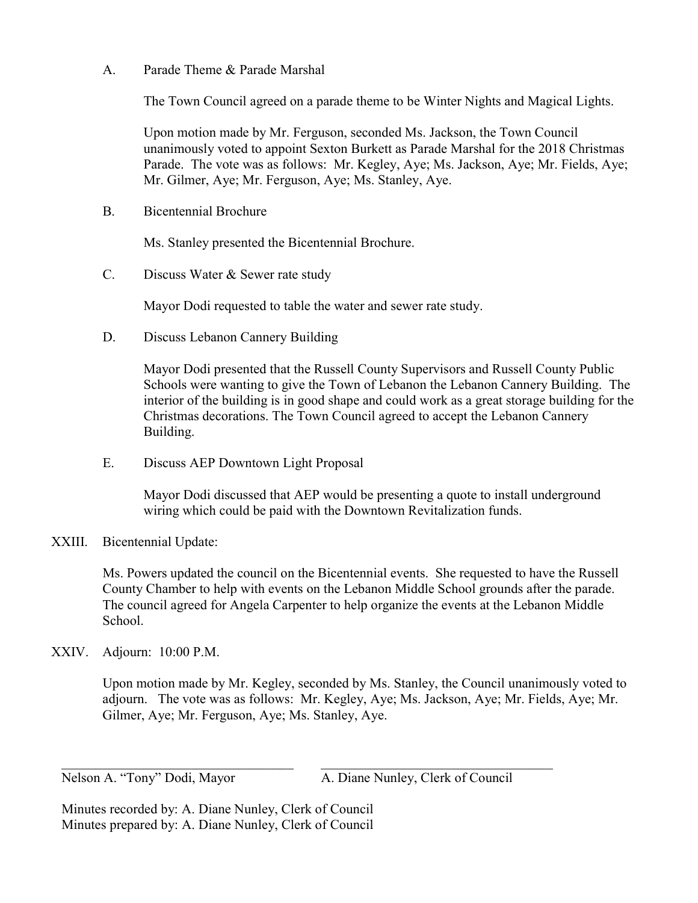A. Parade Theme & Parade Marshal

The Town Council agreed on a parade theme to be Winter Nights and Magical Lights.

Upon motion made by Mr. Ferguson, seconded Ms. Jackson, the Town Council unanimously voted to appoint Sexton Burkett as Parade Marshal for the 2018 Christmas Parade. The vote was as follows: Mr. Kegley, Aye; Ms. Jackson, Aye; Mr. Fields, Aye; Mr. Gilmer, Aye; Mr. Ferguson, Aye; Ms. Stanley, Aye.

B. Bicentennial Brochure

Ms. Stanley presented the Bicentennial Brochure.

C. Discuss Water & Sewer rate study

Mayor Dodi requested to table the water and sewer rate study.

D. Discuss Lebanon Cannery Building

Mayor Dodi presented that the Russell County Supervisors and Russell County Public Schools were wanting to give the Town of Lebanon the Lebanon Cannery Building. The interior of the building is in good shape and could work as a great storage building for the Christmas decorations. The Town Council agreed to accept the Lebanon Cannery Building.

E. Discuss AEP Downtown Light Proposal

Mayor Dodi discussed that AEP would be presenting a quote to install underground wiring which could be paid with the Downtown Revitalization funds.

XXIII. Bicentennial Update:

Ms. Powers updated the council on the Bicentennial events. She requested to have the Russell County Chamber to help with events on the Lebanon Middle School grounds after the parade. The council agreed for Angela Carpenter to help organize the events at the Lebanon Middle School.

XXIV. Adjourn: 10:00 P.M.

Upon motion made by Mr. Kegley, seconded by Ms. Stanley, the Council unanimously voted to adjourn. The vote was as follows: Mr. Kegley, Aye; Ms. Jackson, Aye; Mr. Fields, Aye; Mr. Gilmer, Aye; Mr. Ferguson, Aye; Ms. Stanley, Aye.

\_\_\_\_\_\_\_\_\_\_\_\_\_\_\_\_\_\_\_\_\_\_\_\_\_\_\_\_\_\_\_\_\_\_\_
Nelson A. "Tony" Dodi, Mayor

\_\_\_\_\_\_\_\_\_\_\_\_\_\_\_\_\_\_\_\_\_\_\_\_\_\_\_\_\_\_\_\_\_\_\_
A. Diane Nunley, Clerk of Council

Minutes recorded by: A. Diane Nunley, Clerk of Council
Minutes prepared by: A. Diane Nunley, Clerk of Council